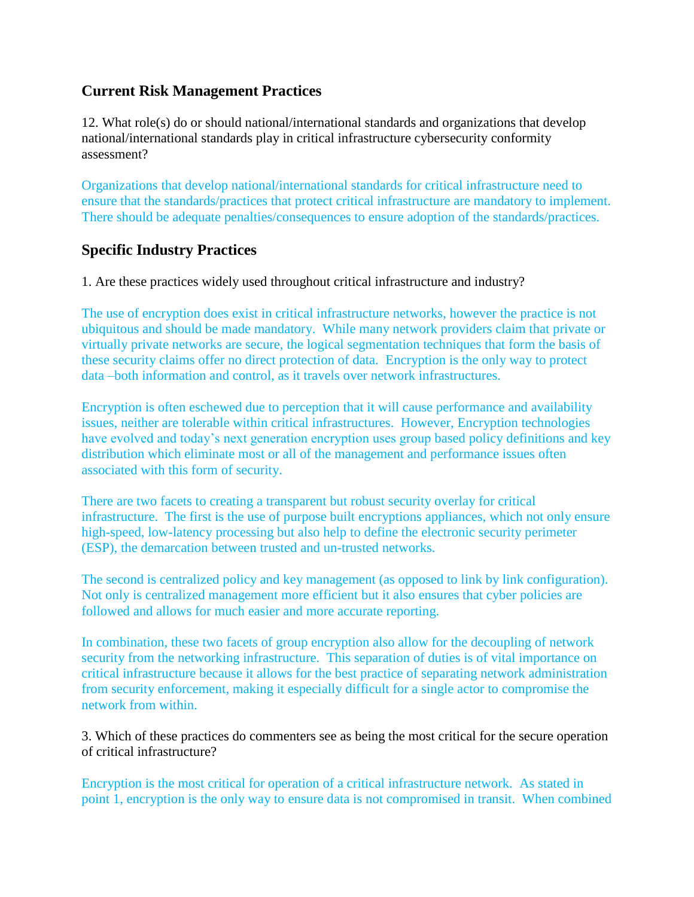## Current Risk Management Practices

12. What role(s) do or should national/international standards and organizations that develop national/international standards play in critical infrastructure cybersecurity conformity assessment?

Organizations that develop national/international standards for critical infrastructure need to ensure that the standards/practices that protect critical infrastructure are mandatory to implement. There should be adequate penalties/consequences to ensure adoption of the standards/practices.

## Specific Industry Practices

1. Are these practices widely used throughout critical infrastructure and industry?

The use of encryption does exist in critical infrastructure networks, however the practice is not ubiquitous and should be made mandatory. While many network providers claim that private or virtually private networks are secure, the logical segmentation techniques that form the basis of these security claims offer no direct protection of data. Encryption is the only way to protect data –both information and control, as it travels over network infrastructures.

Encryption is often eschewed due to perception that it will cause performance and availability issues, neither are tolerable within critical infrastructures. However, Encryption technologies have evolved and today's next generation encryption uses group based policy definitions and key distribution which eliminate most or all of the management and performance issues often associated with this form of security.

There are two facets to creating a transparent but robust security overlay for critical infrastructure. The first is the use of purpose built encryptions appliances, which not only ensure high-speed, low-latency processing but also help to define the electronic security perimeter (ESP), the demarcation between trusted and un-trusted networks.

The second is centralized policy and key management (as opposed to link by link configuration). Not only is centralized management more efficient but it also ensures that cyber policies are followed and allows for much easier and more accurate reporting.

In combination, these two facets of group encryption also allow for the decoupling of network security from the networking infrastructure. This separation of duties is of vital importance on critical infrastructure because it allows for the best practice of separating network administration from security enforcement, making it especially difficult for a single actor to compromise the network from within.

3. Which of these practices do commenters see as being the most critical for the secure operation of critical infrastructure?

Encryption is the most critical for operation of a critical infrastructure network. As stated in point 1, encryption is the only way to ensure data is not compromised in transit. When combined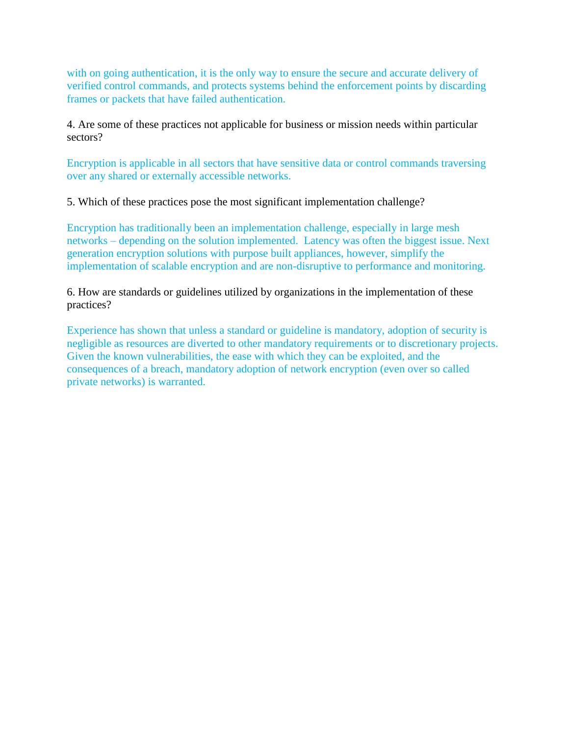with on going authentication, it is the only way to ensure the secure and accurate delivery of verified control commands, and protects systems behind the enforcement points by discarding frames or packets that have failed authentication.

4. Are some of these practices not applicable for business or mission needs within particular sectors?

Encryption is applicable in all sectors that have sensitive data or control commands traversing over any shared or externally accessible networks.

5. Which of these practices pose the most significant implementation challenge?

Encryption has traditionally been an implementation challenge, especially in large mesh networks – depending on the solution implemented. Latency was often the biggest issue. Next generation encryption solutions with purpose built appliances, however, simplify the implementation of scalable encryption and are non-disruptive to performance and monitoring.

6. How are standards or guidelines utilized by organizations in the implementation of these practices?

Experience has shown that unless a standard or guideline is mandatory, adoption of security is negligible as resources are diverted to other mandatory requirements or to discretionary projects. Given the known vulnerabilities, the ease with which they can be exploited, and the consequences of a breach, mandatory adoption of network encryption (even over so called private networks) is warranted.